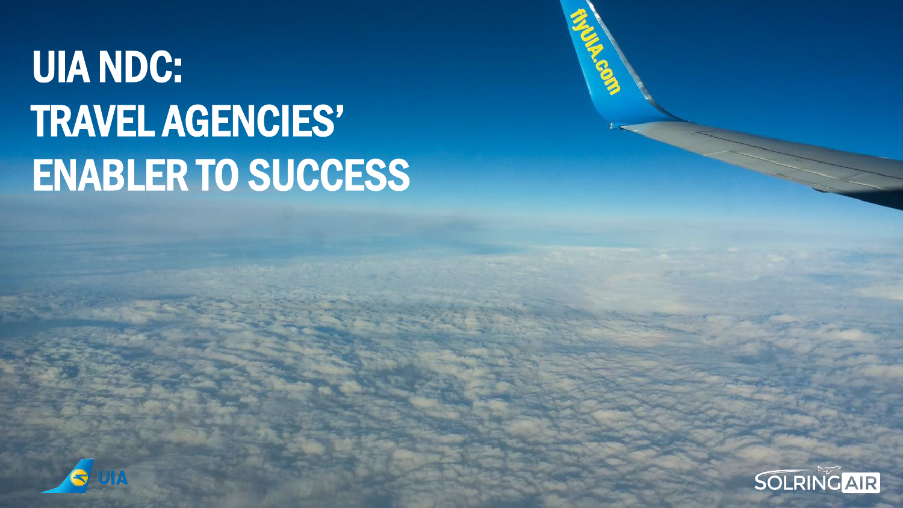# UIA NDC: TRAVEL AGENCIES' ENABLER TO SUCCESS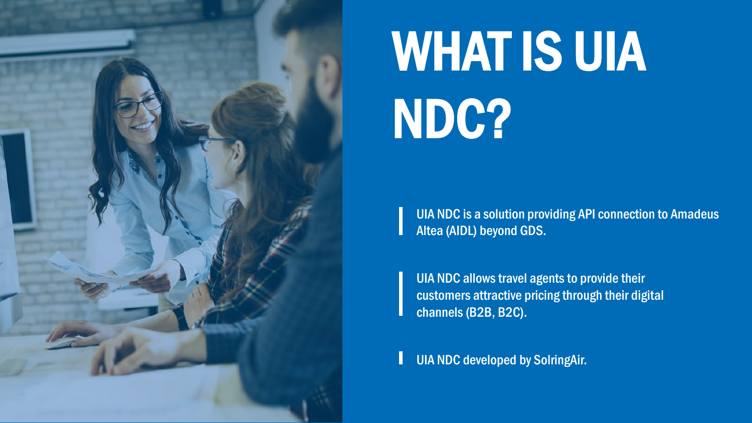# WHAT IS UIA NDC?

UIA NDC is a solution providing API connection to Amadeus Altea (AIDL) beyond GDS.

UIA NDC allows travel agents to provide their customers attractive pricing through their digital channels (B2B, B2C).

UIA NDC developed by SolringAir.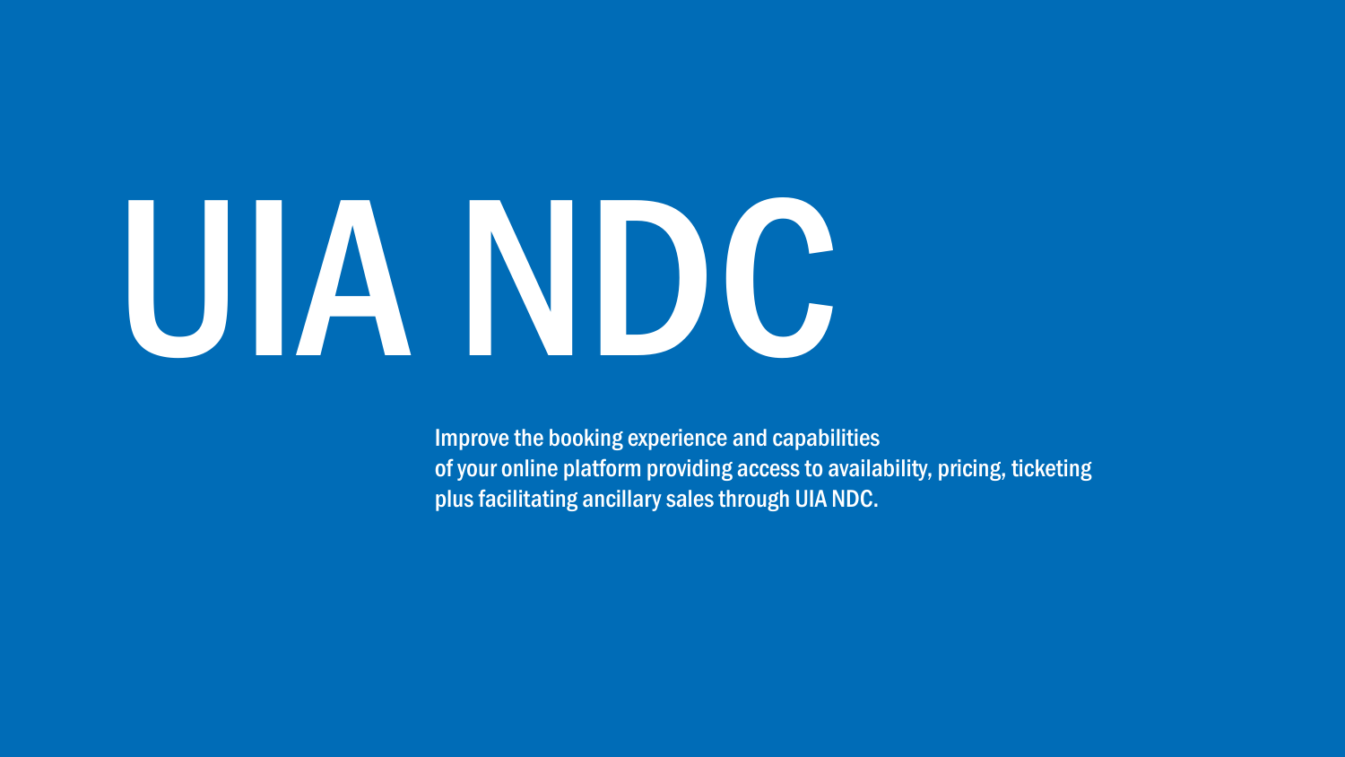# UIA NDC

Improve the booking experience and capabilities
of your online platform providing access to availability, pricing, ticketing
plus facilitating ancillary sales through UIA NDC.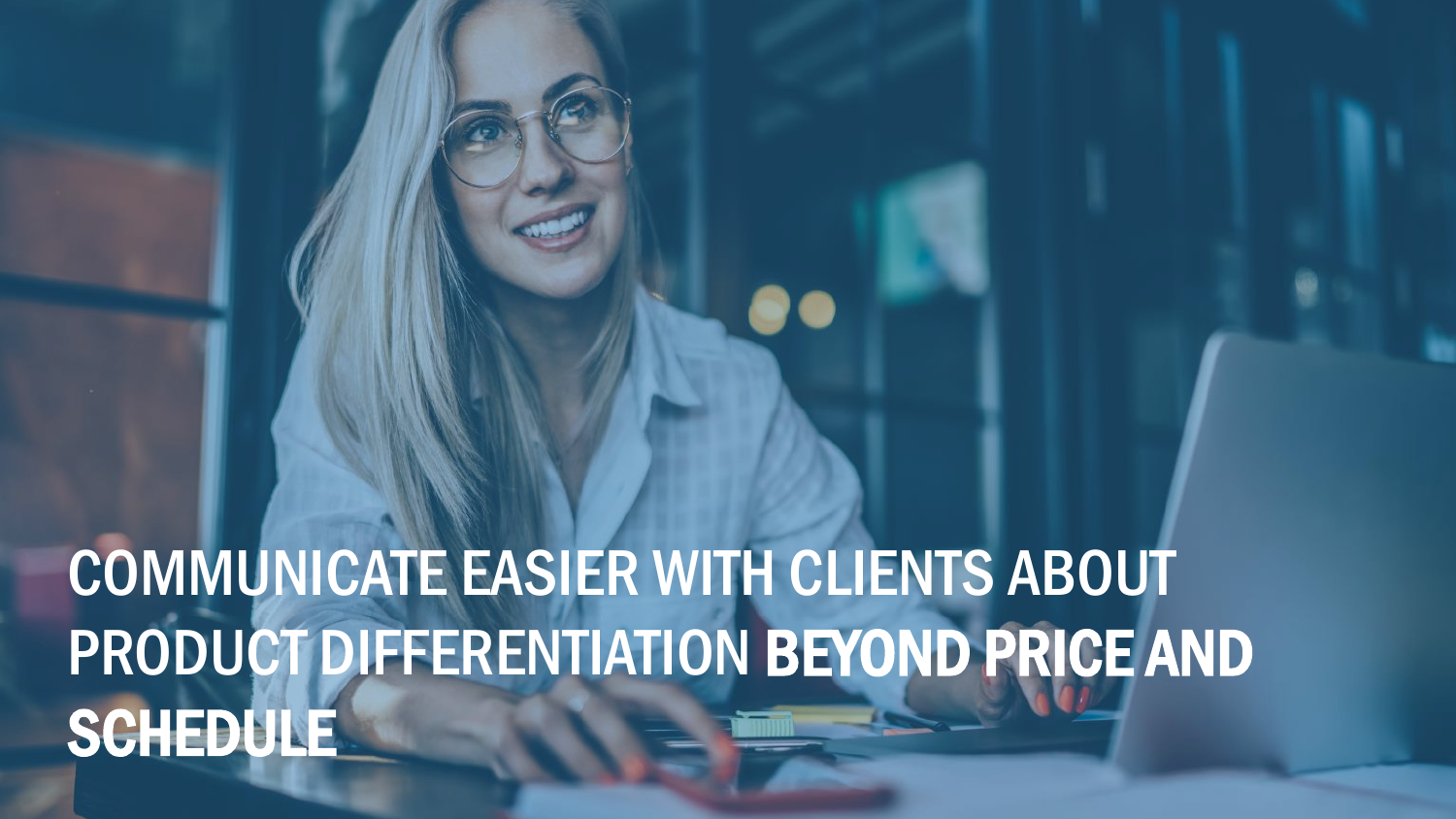# COMMUNICATE EASIER WITH CLIENTS ABOUT PRODUCT DIFFERENTIATION **BEYOND PRICE AND SCHEDULE**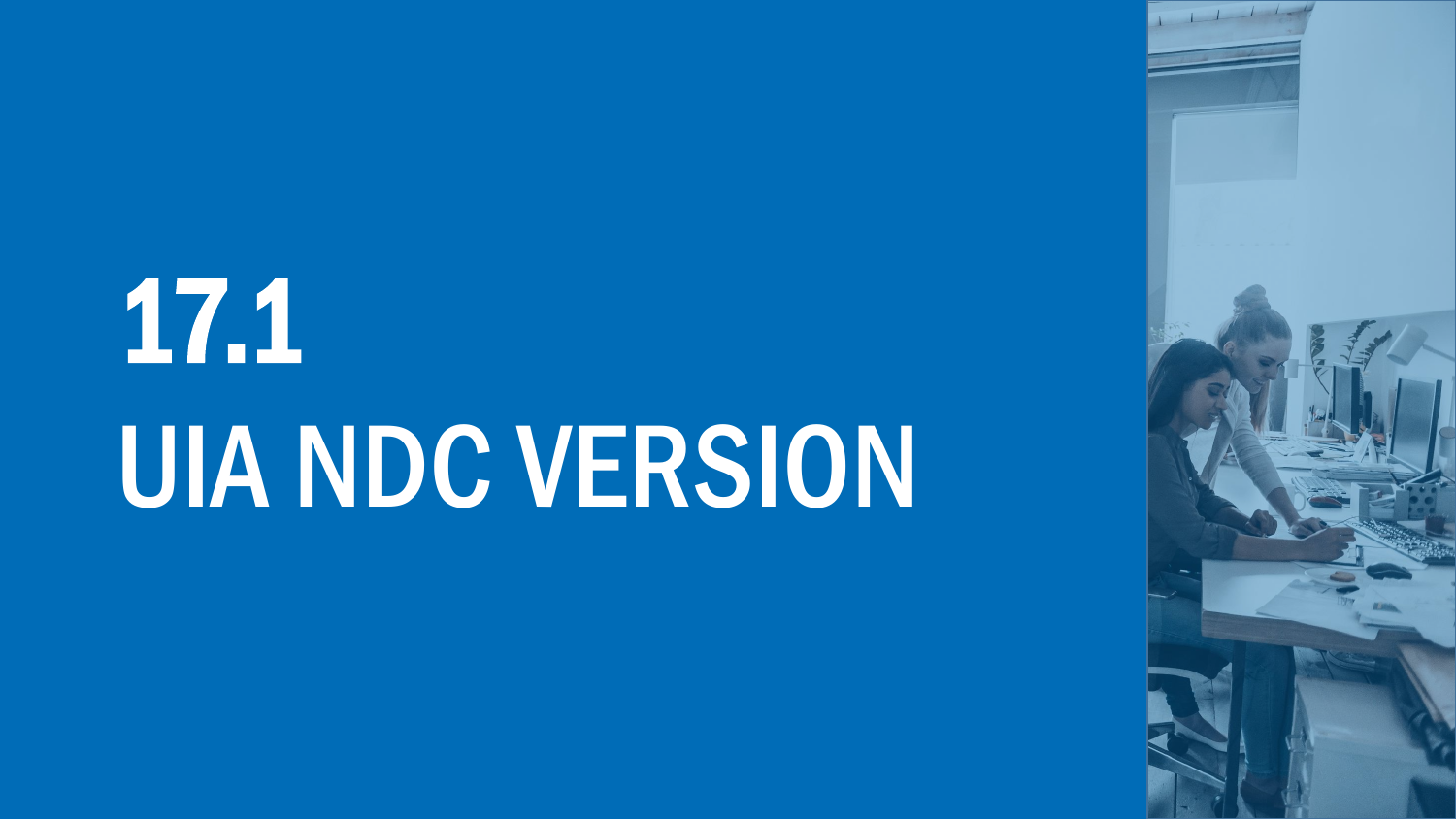# 17.1
# UIA NDC VERSION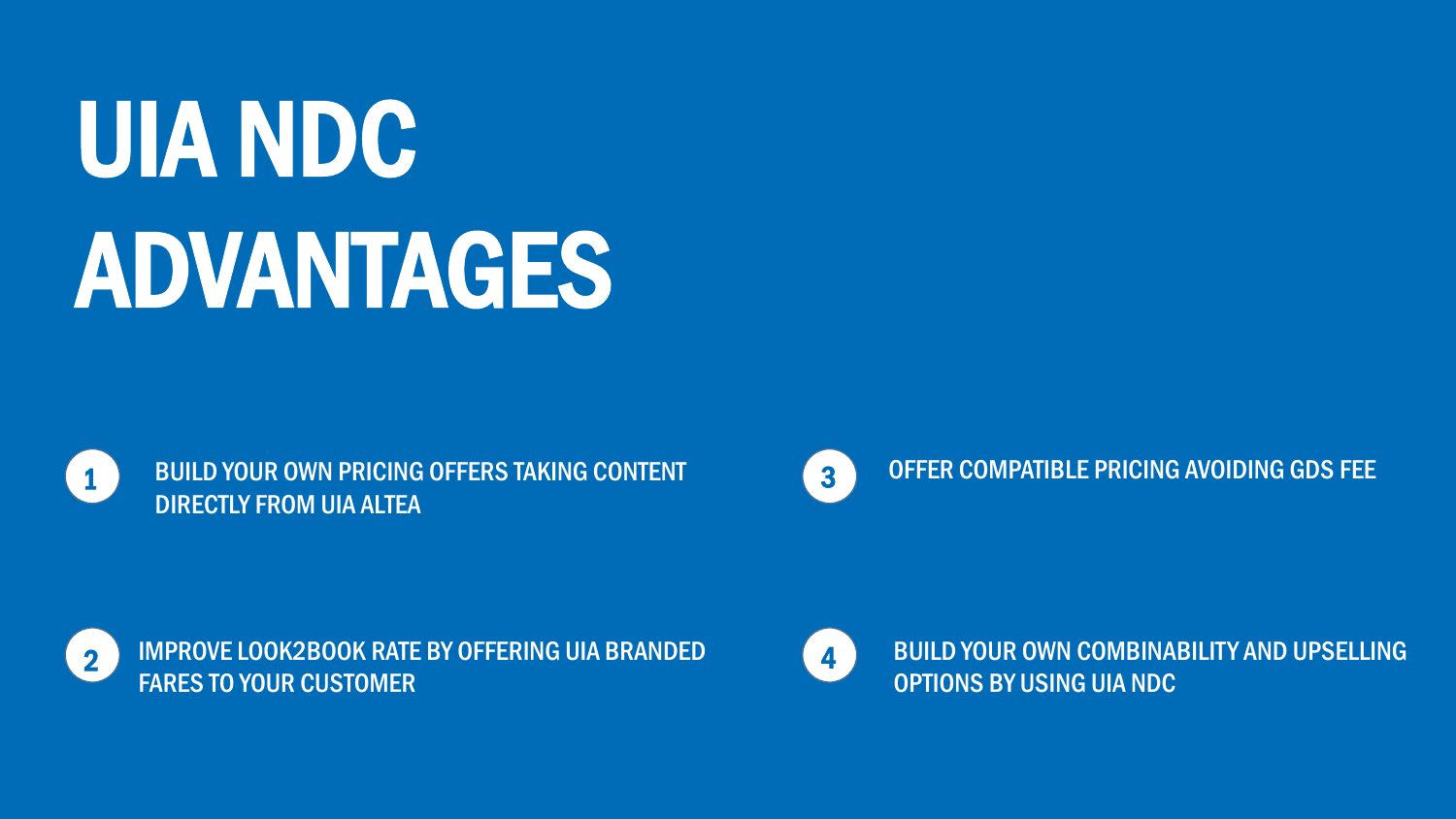# UIA NDC ADVANTAGES

1. BUILD YOUR OWN PRICING OFFERS TAKING CONTENT DIRECTLY FROM UIA ALTEA
2. IMPROVE LOOK2BOOK RATE BY OFFERING UIA BRANDED FARES TO YOUR CUSTOMER
3. OFFER COMPATIBLE PRICING AVOIDING GDS FEE
4. BUILD YOUR OWN COMBINABILITY AND UPSELLING OPTIONS BY USING UIA NDC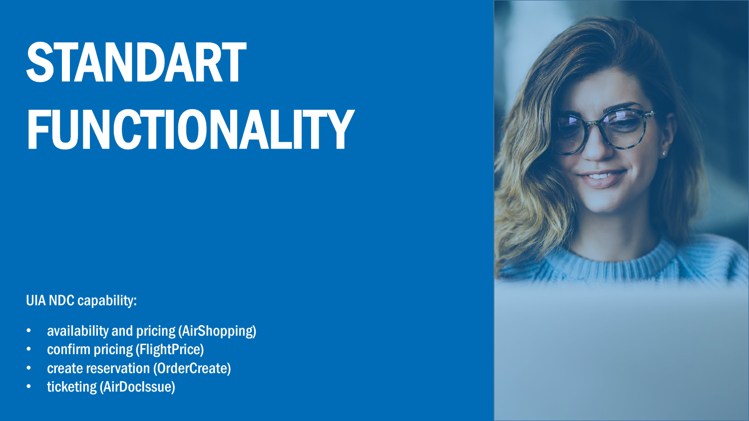# STANDART FUNCTIONALITY

UIA NDC capability:

- availability and pricing (AirShopping)
- confirm pricing (FlightPrice)
- create reservation (OrderCreate)
- ticketing (AirDocIssue)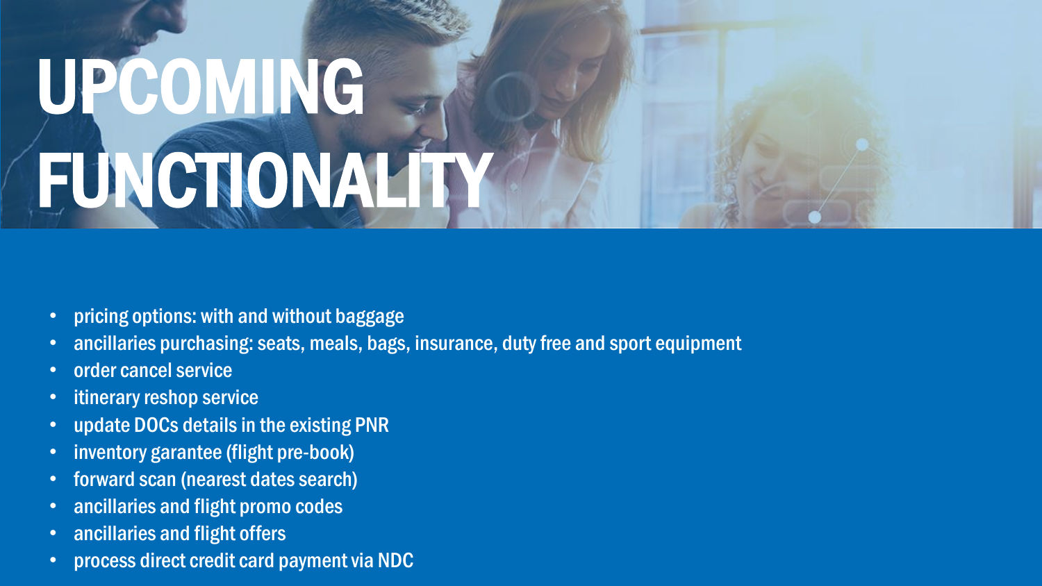# UPCOMING FUNCTIONALITY

- pricing options: with and without baggage
- ancillaries purchasing: seats, meals, bags, insurance, duty free and sport equipment
- order cancel service
- itinerary reshop service
- update DOCs details in the existing PNR
- inventory garantee (flight pre-book)
- forward scan (nearest dates search)
- ancillaries and flight promo codes
- ancillaries and flight offers
- process direct credit card payment via NDC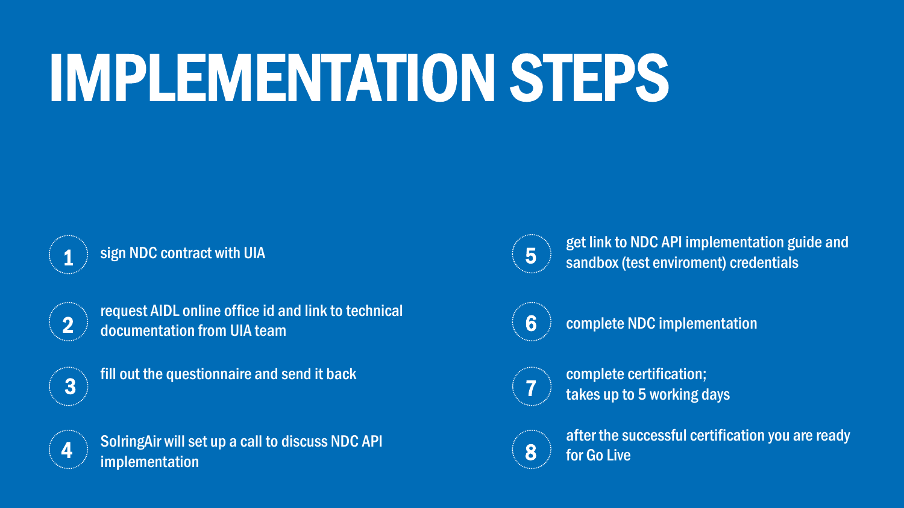# IMPLEMENTATION STEPS

1. sign NDC contract with UIA
2. request AIDL online office id and link to technical documentation from UIA team
3. fill out the questionnaire and send it back
4. SolringAir will set up a call to discuss NDC API implementation
5. get link to NDC API implementation guide and sandbox (test enviroment) credentials
6. complete NDC implementation
7. complete certification; takes up to 5 working days
8. after the successful certification you are ready for Go Live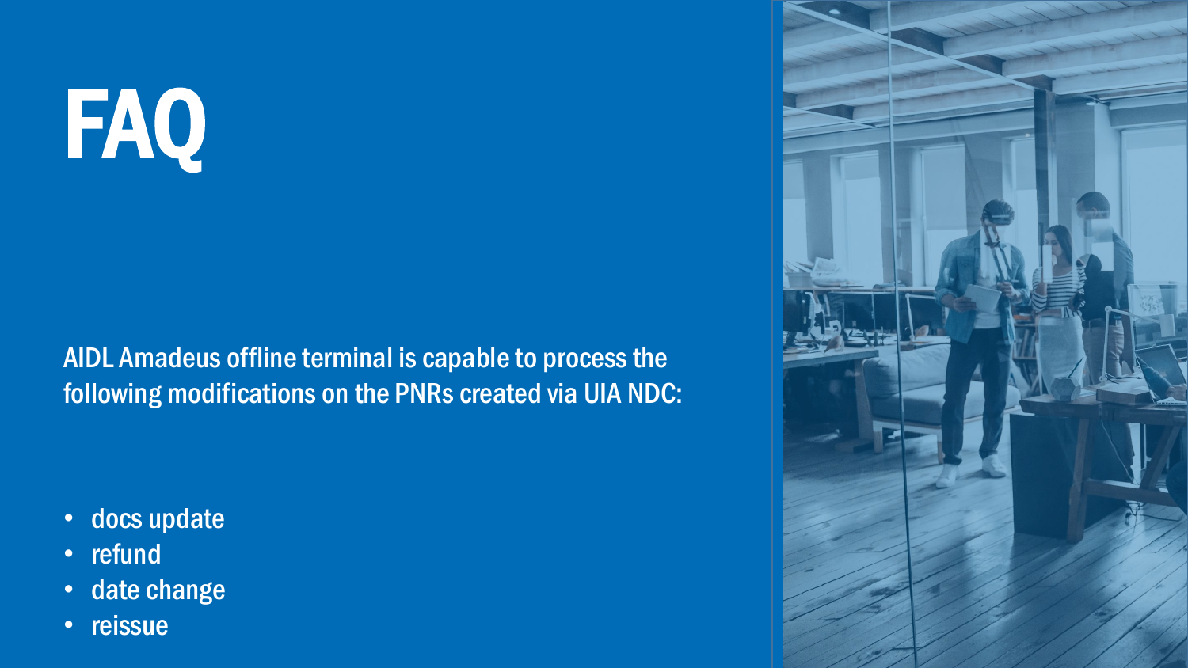# FAQ

AIDL Amadeus offline terminal is capable to process the following modifications on the PNRs created via UIA NDC:

- docs update
- refund
- date change
- reissue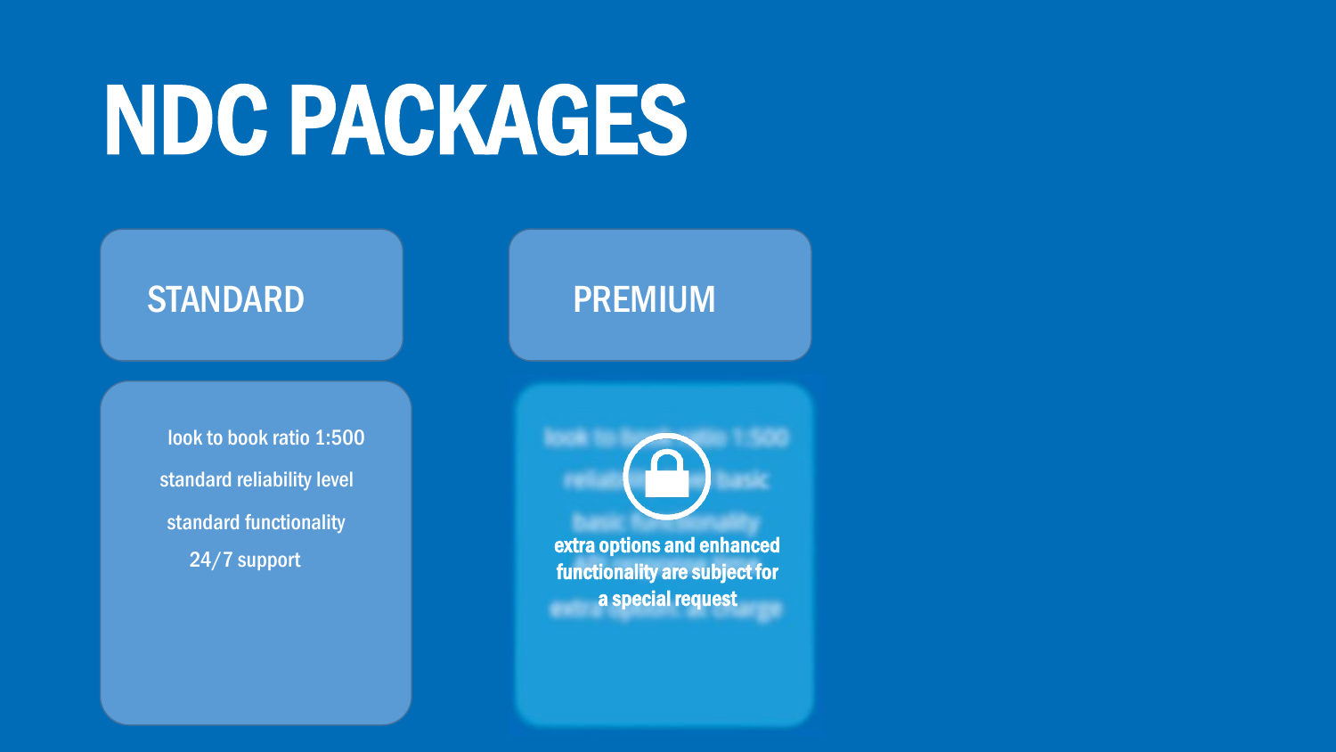# NDC PACKAGES

## STANDARD

- look to book ratio 1:500
- standard reliability level
- standard functionality
- 24/7 support

## PREMIUM

**extra options and enhanced functionality are subject for a special request**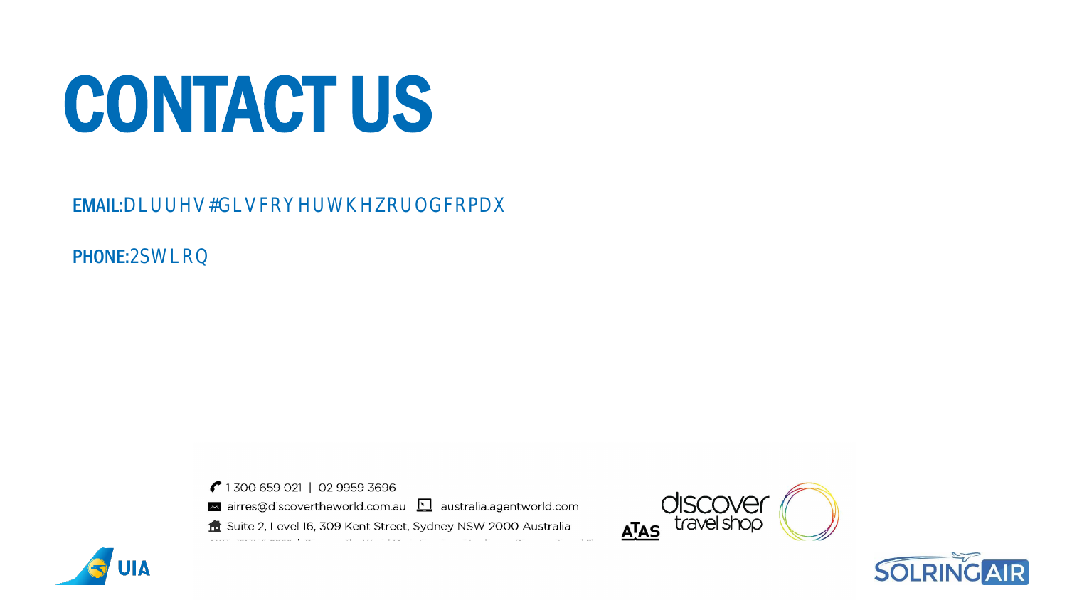# CONTACT US

**EMAIL:** DLUUHV #GLVFRYHUWKHZRUOGFRPDX

**PHONE:** 2SWLRQ

1 300 659 021 | 02 9959 3696

airres@discovertheworld.com.au australia.agentworld.com

Suite 2, Level 16, 309 Kent Street, Sydney NSW 2000 Australia

ATAS discover travel shop

UIA

SOLRING AIR